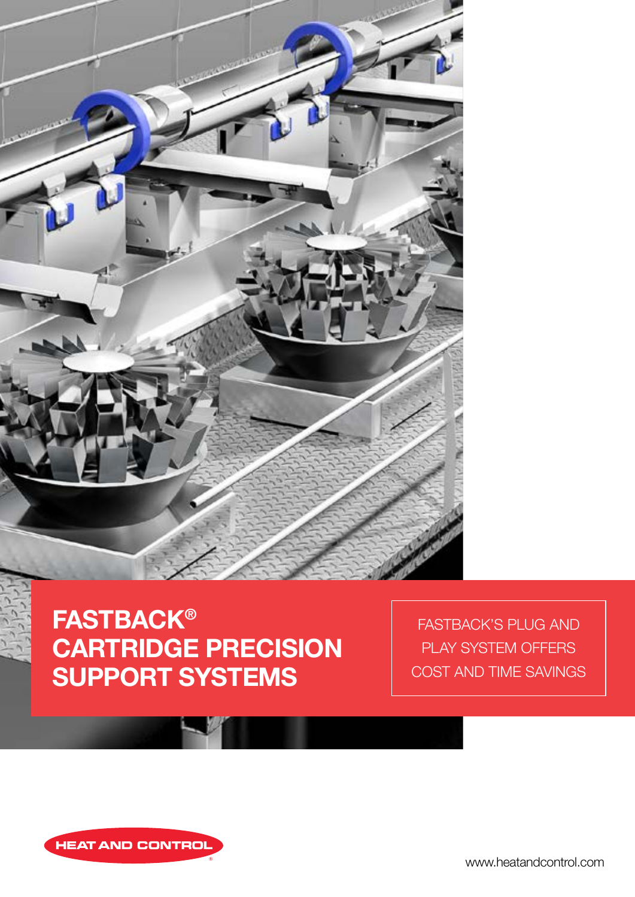# FASTBACK® CARTRIDGE PRECISION SUPPORT SYSTEMS

FASTBACK'S PLUG AND PLAY SYSTEM OFFERS COST AND TIME SAVINGS

HEAT AND CONTROL®

www.heatandcontrol.com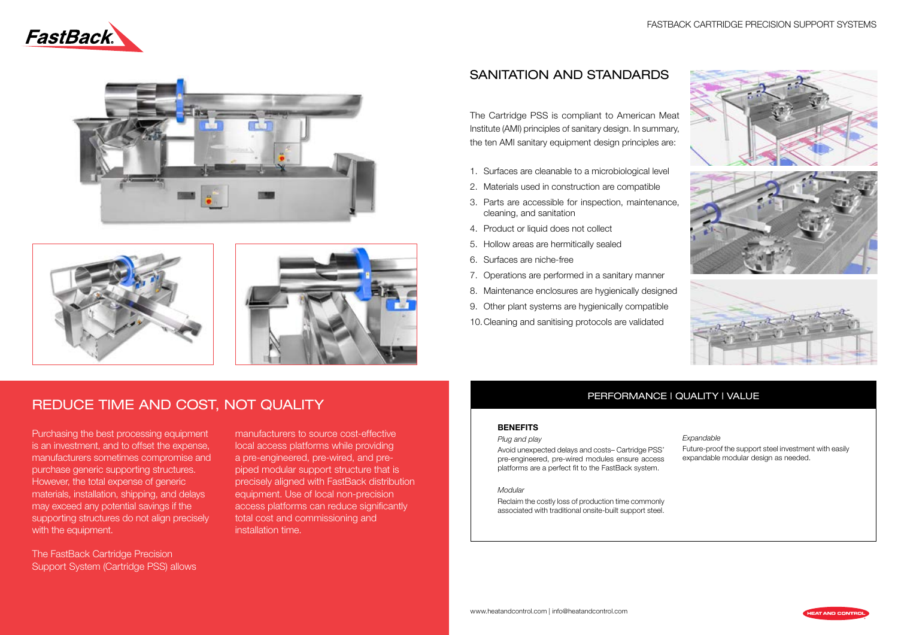## SANITATION AND STANDARDS

The Cartridge PSS is compliant to American Meat Institute (AMI) principles of sanitary design. In summary, the ten AMI sanitary equipment design principles are:

1. Surfaces are cleanable to a microbiological level
2. Materials used in construction are compatible
3. Parts are accessible for inspection, maintenance, cleaning, and sanitation
4. Product or liquid does not collect
5. Hollow areas are hermitically sealed
6. Surfaces are niche-free
7. Operations are performed in a sanitary manner
8. Maintenance enclosures are hygienically designed
9. Other plant systems are hygienically compatible
10. Cleaning and sanitising protocols are validated

## REDUCE TIME AND COST, NOT QUALITY

Purchasing the best processing equipment is an investment, and to offset the expense, manufacturers sometimes compromise and purchase generic supporting structures. However, the total expense of generic materials, installation, shipping, and delays may exceed any potential savings if the supporting structures do not align precisely with the equipment.

The FastBack Cartridge Precision Support System (Cartridge PSS) allows manufacturers to source cost-effective local access platforms while providing a pre-engineered, pre-wired, and pre-piped modular support structure that is precisely aligned with FastBack distribution equipment. Use of local non-precision access platforms can reduce significantly total cost and commissioning and installation time.

## PERFORMANCE | QUALITY | VALUE

**BENEFITS**

*Plug and play*

Avoid unexpected delays and costs– Cartridge PSS' pre-engineered, pre-wired modules ensure access platforms are a perfect fit to the FastBack system.

*Modular*

Reclaim the costly loss of production time commonly associated with traditional onsite-built support steel.

*Expandable*

Future-proof the support steel investment with easily expandable modular design as needed.

www.heatandcontrol.com | info@heatandcontrol.com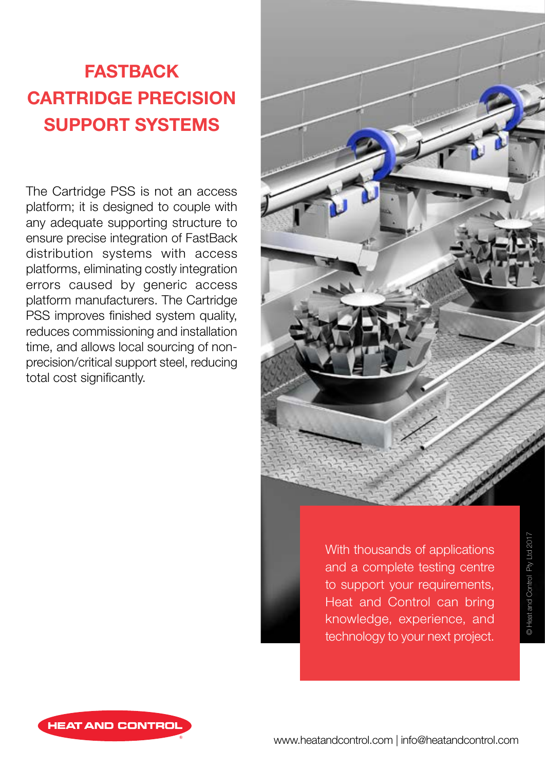# FASTBACK CARTRIDGE PRECISION SUPPORT SYSTEMS

The Cartridge PSS is not an access platform; it is designed to couple with any adequate supporting structure to ensure precise integration of FastBack distribution systems with access platforms, eliminating costly integration errors caused by generic access platform manufacturers. The Cartridge PSS improves finished system quality, reduces commissioning and installation time, and allows local sourcing of non-precision/critical support steel, reducing total cost significantly.

With thousands of applications and a complete testing centre to support your requirements, Heat and Control can bring knowledge, experience, and technology to your next project.

© Heat and Control Pty Ltd 2017

HEAT AND CONTROL®

www.heatandcontrol.com | info@heatandcontrol.com